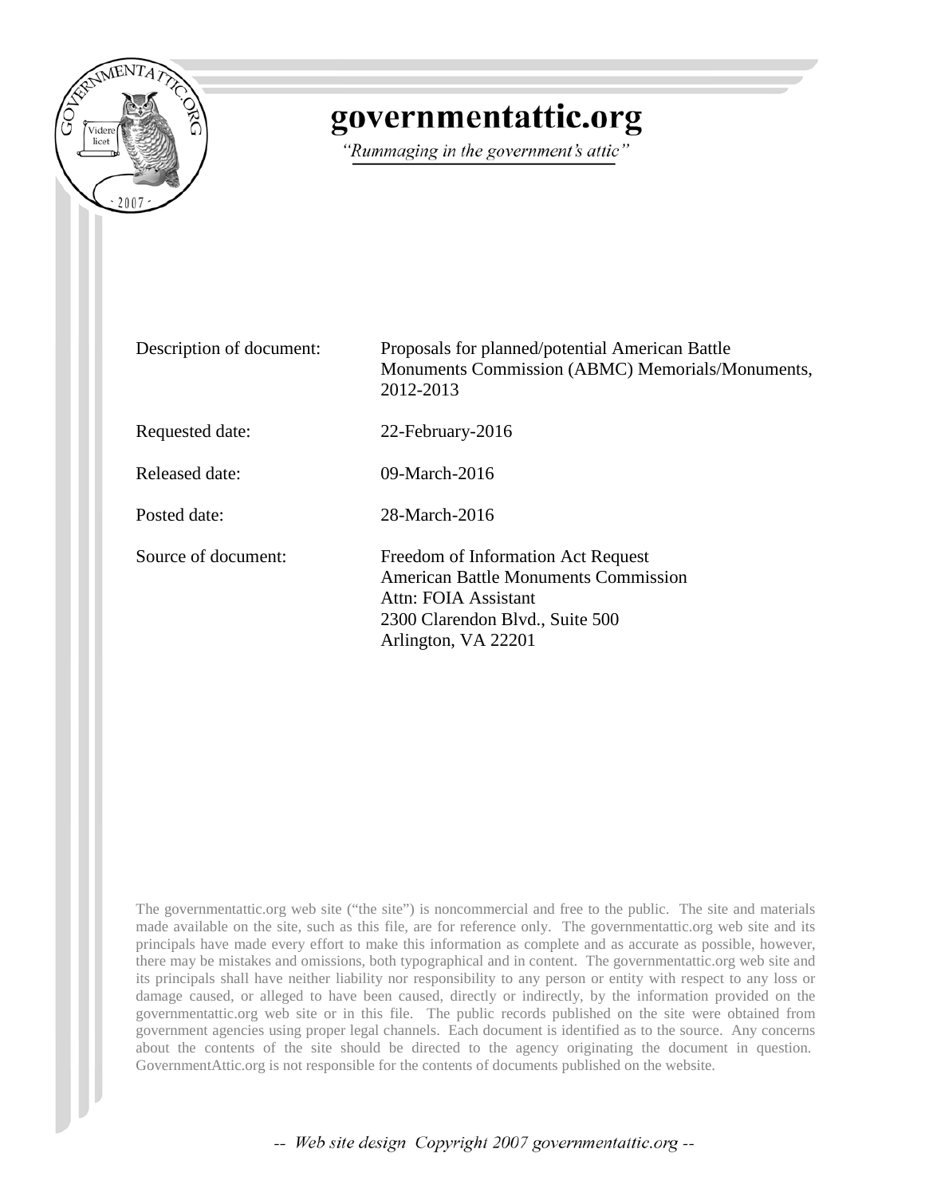# governmentattic.org

*"Rummaging in the government's attic"*

| | |
|---|---|
| Description of document: | Proposals for planned/potential American Battle Monuments Commission (ABMC) Memorials/Monuments, 2012-2013 |
| Requested date: | 22-February-2016 |
| Released date: | 09-March-2016 |
| Posted date: | 28-March-2016 |
| Source of document: | Freedom of Information Act Request<br>American Battle Monuments Commission<br>Attn: FOIA Assistant<br>2300 Clarendon Blvd., Suite 500<br>Arlington, VA 22201 |

The governmentattic.org web site ("the site") is noncommercial and free to the public. The site and materials made available on the site, such as this file, are for reference only. The governmentattic.org web site and its principals have made every effort to make this information as complete and as accurate as possible, however, there may be mistakes and omissions, both typographical and in content. The governmentattic.org web site and its principals shall have neither liability nor responsibility to any person or entity with respect to any loss or damage caused, or alleged to have been caused, directly or indirectly, by the information provided on the governmentattic.org web site or in this file. The public records published on the site were obtained from government agencies using proper legal channels. Each document is identified as to the source. Any concerns about the contents of the site should be directed to the agency originating the document in question. GovernmentAttic.org is not responsible for the contents of documents published on the website.

-- *Web site design Copyright 2007 governmentattic.org* --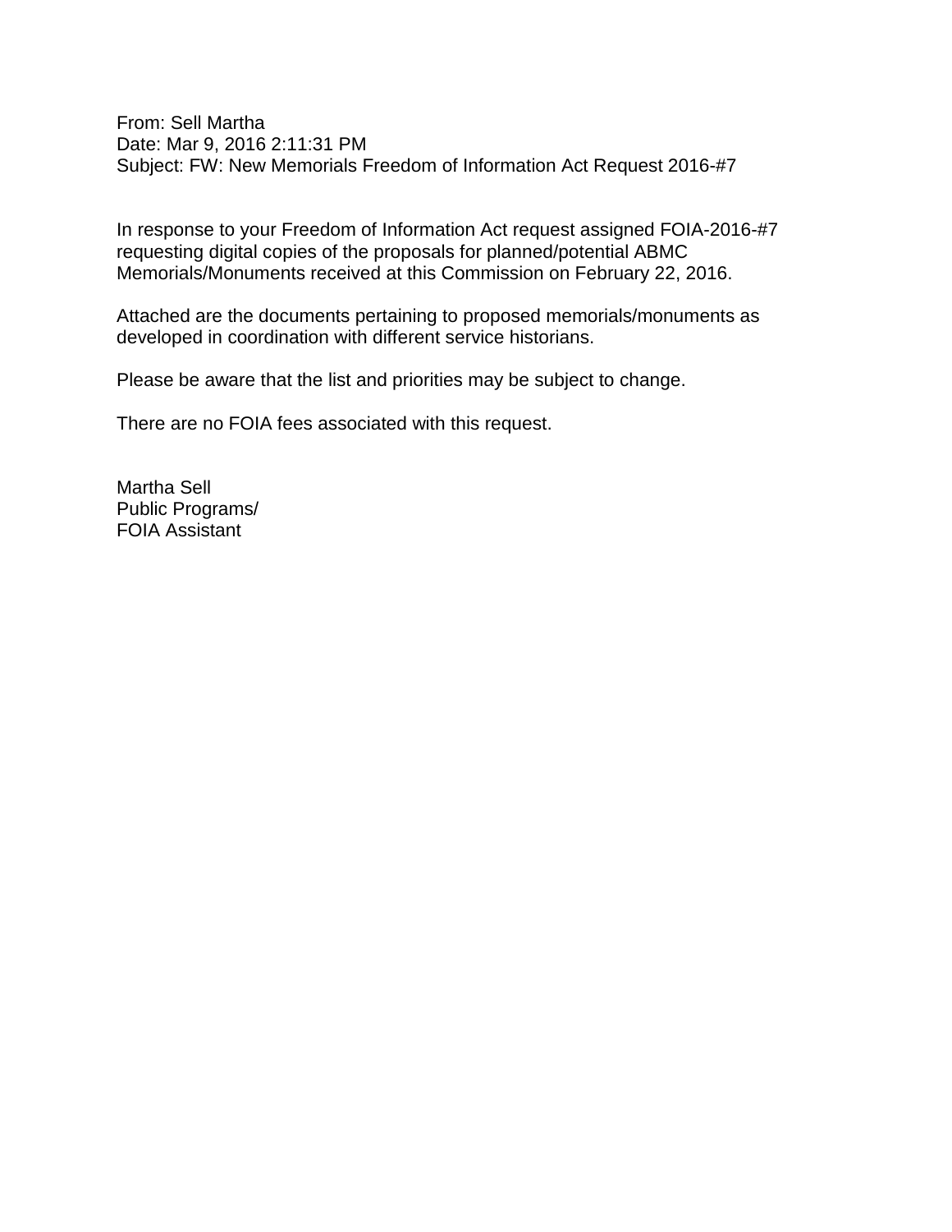From: Sell Martha
Date: Mar 9, 2016 2:11:31 PM
Subject: FW: New Memorials Freedom of Information Act Request 2016-#7

In response to your Freedom of Information Act request assigned FOIA-2016-#7 requesting digital copies of the proposals for planned/potential ABMC Memorials/Monuments received at this Commission on February 22, 2016.

Attached are the documents pertaining to proposed memorials/monuments as developed in coordination with different service historians.

Please be aware that the list and priorities may be subject to change.

There are no FOIA fees associated with this request.

Martha Sell
Public Programs/
FOIA Assistant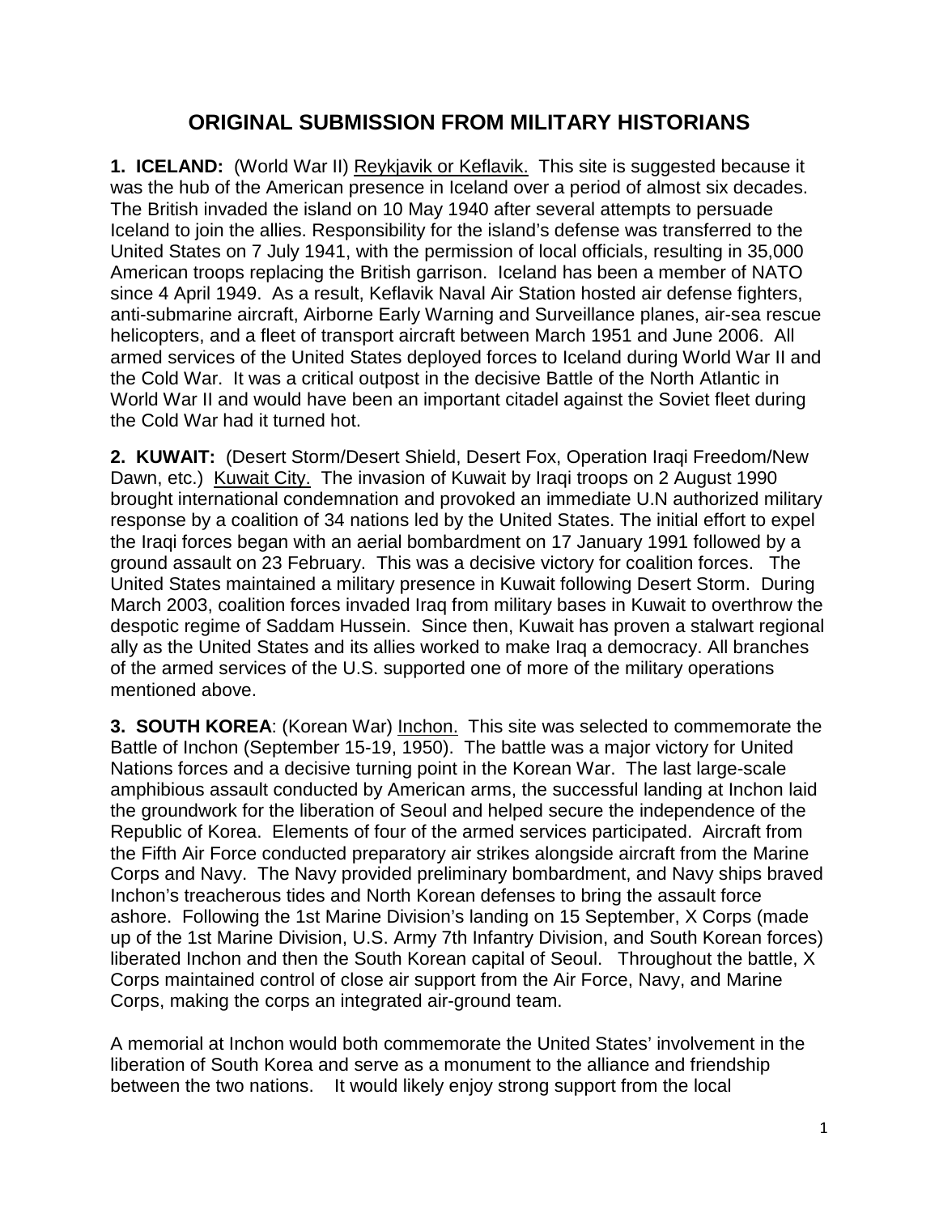# ORIGINAL SUBMISSION FROM MILITARY HISTORIANS

**1. ICELAND:** (World War II) Reykjavik or Keflavik. This site is suggested because it was the hub of the American presence in Iceland over a period of almost six decades. The British invaded the island on 10 May 1940 after several attempts to persuade Iceland to join the allies. Responsibility for the island's defense was transferred to the United States on 7 July 1941, with the permission of local officials, resulting in 35,000 American troops replacing the British garrison. Iceland has been a member of NATO since 4 April 1949. As a result, Keflavik Naval Air Station hosted air defense fighters, anti-submarine aircraft, Airborne Early Warning and Surveillance planes, air-sea rescue helicopters, and a fleet of transport aircraft between March 1951 and June 2006. All armed services of the United States deployed forces to Iceland during World War II and the Cold War. It was a critical outpost in the decisive Battle of the North Atlantic in World War II and would have been an important citadel against the Soviet fleet during the Cold War had it turned hot.

**2. KUWAIT:** (Desert Storm/Desert Shield, Desert Fox, Operation Iraqi Freedom/New Dawn, etc.) Kuwait City. The invasion of Kuwait by Iraqi troops on 2 August 1990 brought international condemnation and provoked an immediate U.N authorized military response by a coalition of 34 nations led by the United States. The initial effort to expel the Iraqi forces began with an aerial bombardment on 17 January 1991 followed by a ground assault on 23 February. This was a decisive victory for coalition forces. The United States maintained a military presence in Kuwait following Desert Storm. During March 2003, coalition forces invaded Iraq from military bases in Kuwait to overthrow the despotic regime of Saddam Hussein. Since then, Kuwait has proven a stalwart regional ally as the United States and its allies worked to make Iraq a democracy. All branches of the armed services of the U.S. supported one of more of the military operations mentioned above.

**3. SOUTH KOREA**: (Korean War) Inchon. This site was selected to commemorate the Battle of Inchon (September 15-19, 1950). The battle was a major victory for United Nations forces and a decisive turning point in the Korean War. The last large-scale amphibious assault conducted by American arms, the successful landing at Inchon laid the groundwork for the liberation of Seoul and helped secure the independence of the Republic of Korea. Elements of four of the armed services participated. Aircraft from the Fifth Air Force conducted preparatory air strikes alongside aircraft from the Marine Corps and Navy. The Navy provided preliminary bombardment, and Navy ships braved Inchon's treacherous tides and North Korean defenses to bring the assault force ashore. Following the 1st Marine Division's landing on 15 September, X Corps (made up of the 1st Marine Division, U.S. Army 7th Infantry Division, and South Korean forces) liberated Inchon and then the South Korean capital of Seoul. Throughout the battle, X Corps maintained control of close air support from the Air Force, Navy, and Marine Corps, making the corps an integrated air-ground team.

A memorial at Inchon would both commemorate the United States' involvement in the liberation of South Korea and serve as a monument to the alliance and friendship between the two nations. It would likely enjoy strong support from the local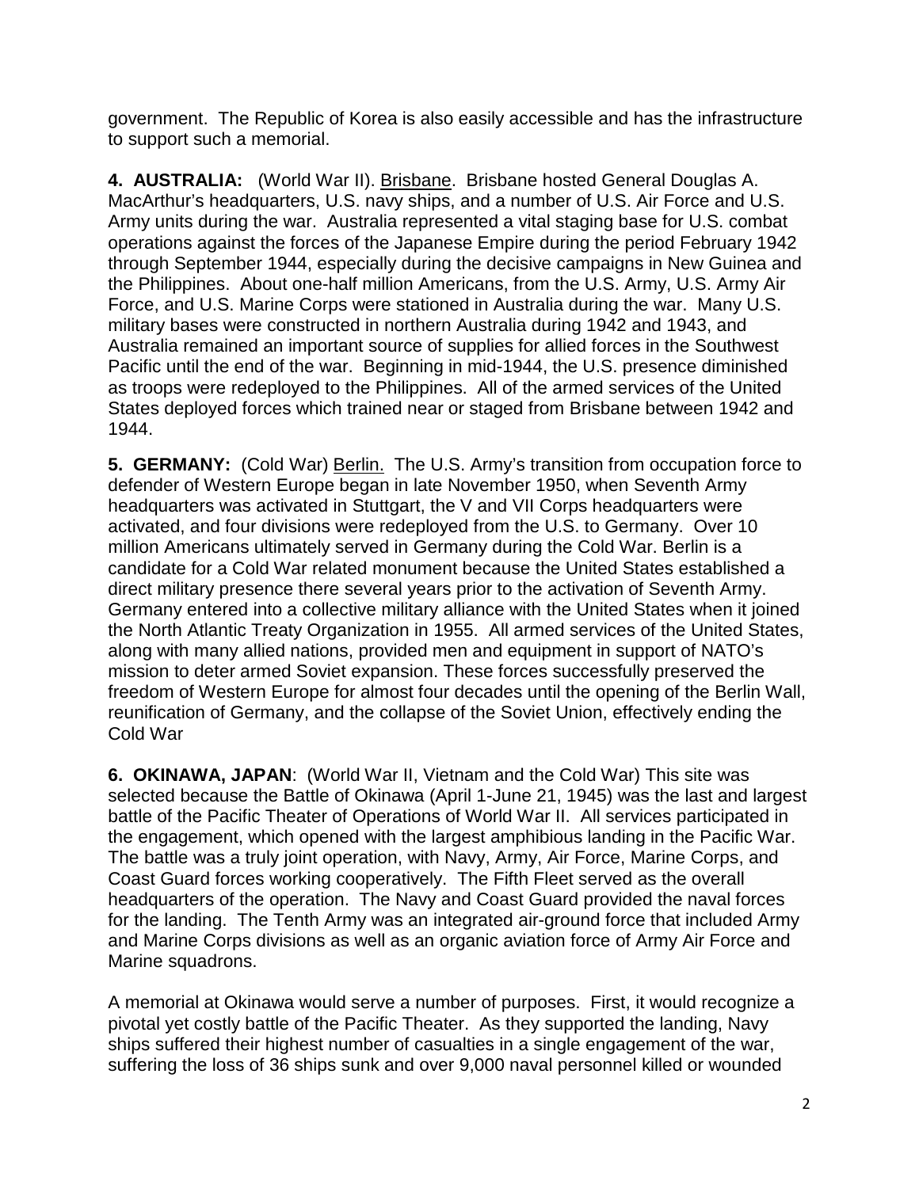government. The Republic of Korea is also easily accessible and has the infrastructure to support such a memorial.

**4. AUSTRALIA:** (World War II). Brisbane. Brisbane hosted General Douglas A. MacArthur's headquarters, U.S. navy ships, and a number of U.S. Air Force and U.S. Army units during the war. Australia represented a vital staging base for U.S. combat operations against the forces of the Japanese Empire during the period February 1942 through September 1944, especially during the decisive campaigns in New Guinea and the Philippines. About one-half million Americans, from the U.S. Army, U.S. Army Air Force, and U.S. Marine Corps were stationed in Australia during the war. Many U.S. military bases were constructed in northern Australia during 1942 and 1943, and Australia remained an important source of supplies for allied forces in the Southwest Pacific until the end of the war. Beginning in mid-1944, the U.S. presence diminished as troops were redeployed to the Philippines. All of the armed services of the United States deployed forces which trained near or staged from Brisbane between 1942 and 1944.

**5. GERMANY:** (Cold War) Berlin. The U.S. Army's transition from occupation force to defender of Western Europe began in late November 1950, when Seventh Army headquarters was activated in Stuttgart, the V and VII Corps headquarters were activated, and four divisions were redeployed from the U.S. to Germany. Over 10 million Americans ultimately served in Germany during the Cold War. Berlin is a candidate for a Cold War related monument because the United States established a direct military presence there several years prior to the activation of Seventh Army. Germany entered into a collective military alliance with the United States when it joined the North Atlantic Treaty Organization in 1955. All armed services of the United States, along with many allied nations, provided men and equipment in support of NATO's mission to deter armed Soviet expansion. These forces successfully preserved the freedom of Western Europe for almost four decades until the opening of the Berlin Wall, reunification of Germany, and the collapse of the Soviet Union, effectively ending the Cold War

**6. OKINAWA, JAPAN**: (World War II, Vietnam and the Cold War) This site was selected because the Battle of Okinawa (April 1-June 21, 1945) was the last and largest battle of the Pacific Theater of Operations of World War II. All services participated in the engagement, which opened with the largest amphibious landing in the Pacific War. The battle was a truly joint operation, with Navy, Army, Air Force, Marine Corps, and Coast Guard forces working cooperatively. The Fifth Fleet served as the overall headquarters of the operation. The Navy and Coast Guard provided the naval forces for the landing. The Tenth Army was an integrated air-ground force that included Army and Marine Corps divisions as well as an organic aviation force of Army Air Force and Marine squadrons.

A memorial at Okinawa would serve a number of purposes. First, it would recognize a pivotal yet costly battle of the Pacific Theater. As they supported the landing, Navy ships suffered their highest number of casualties in a single engagement of the war, suffering the loss of 36 ships sunk and over 9,000 naval personnel killed or wounded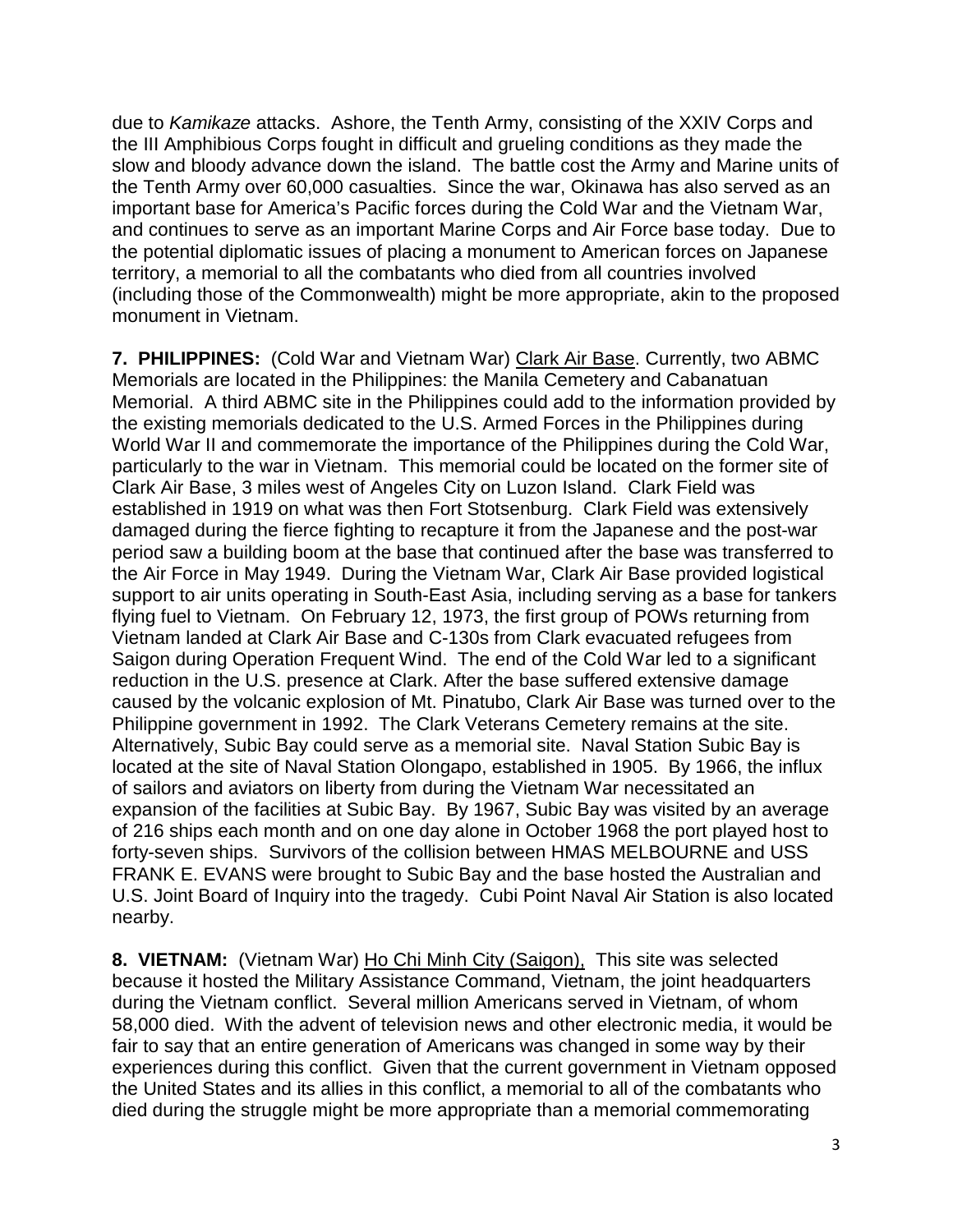due to *Kamikaze* attacks. Ashore, the Tenth Army, consisting of the XXIV Corps and the III Amphibious Corps fought in difficult and grueling conditions as they made the slow and bloody advance down the island. The battle cost the Army and Marine units of the Tenth Army over 60,000 casualties. Since the war, Okinawa has also served as an important base for America's Pacific forces during the Cold War and the Vietnam War, and continues to serve as an important Marine Corps and Air Force base today. Due to the potential diplomatic issues of placing a monument to American forces on Japanese territory, a memorial to all the combatants who died from all countries involved (including those of the Commonwealth) might be more appropriate, akin to the proposed monument in Vietnam.

**7. PHILIPPINES:** (Cold War and Vietnam War) Clark Air Base. Currently, two ABMC Memorials are located in the Philippines: the Manila Cemetery and Cabanatuan Memorial. A third ABMC site in the Philippines could add to the information provided by the existing memorials dedicated to the U.S. Armed Forces in the Philippines during World War II and commemorate the importance of the Philippines during the Cold War, particularly to the war in Vietnam. This memorial could be located on the former site of Clark Air Base, 3 miles west of Angeles City on Luzon Island. Clark Field was established in 1919 on what was then Fort Stotsenburg. Clark Field was extensively damaged during the fierce fighting to recapture it from the Japanese and the post-war period saw a building boom at the base that continued after the base was transferred to the Air Force in May 1949. During the Vietnam War, Clark Air Base provided logistical support to air units operating in South-East Asia, including serving as a base for tankers flying fuel to Vietnam. On February 12, 1973, the first group of POWs returning from Vietnam landed at Clark Air Base and C-130s from Clark evacuated refugees from Saigon during Operation Frequent Wind. The end of the Cold War led to a significant reduction in the U.S. presence at Clark. After the base suffered extensive damage caused by the volcanic explosion of Mt. Pinatubo, Clark Air Base was turned over to the Philippine government in 1992. The Clark Veterans Cemetery remains at the site. Alternatively, Subic Bay could serve as a memorial site. Naval Station Subic Bay is located at the site of Naval Station Olongapo, established in 1905. By 1966, the influx of sailors and aviators on liberty from during the Vietnam War necessitated an expansion of the facilities at Subic Bay. By 1967, Subic Bay was visited by an average of 216 ships each month and on one day alone in October 1968 the port played host to forty-seven ships. Survivors of the collision between HMAS MELBOURNE and USS FRANK E. EVANS were brought to Subic Bay and the base hosted the Australian and U.S. Joint Board of Inquiry into the tragedy. Cubi Point Naval Air Station is also located nearby.

**8. VIETNAM:** (Vietnam War) Ho Chi Minh City (Saigon), This site was selected because it hosted the Military Assistance Command, Vietnam, the joint headquarters during the Vietnam conflict. Several million Americans served in Vietnam, of whom 58,000 died. With the advent of television news and other electronic media, it would be fair to say that an entire generation of Americans was changed in some way by their experiences during this conflict. Given that the current government in Vietnam opposed the United States and its allies in this conflict, a memorial to all of the combatants who died during the struggle might be more appropriate than a memorial commemorating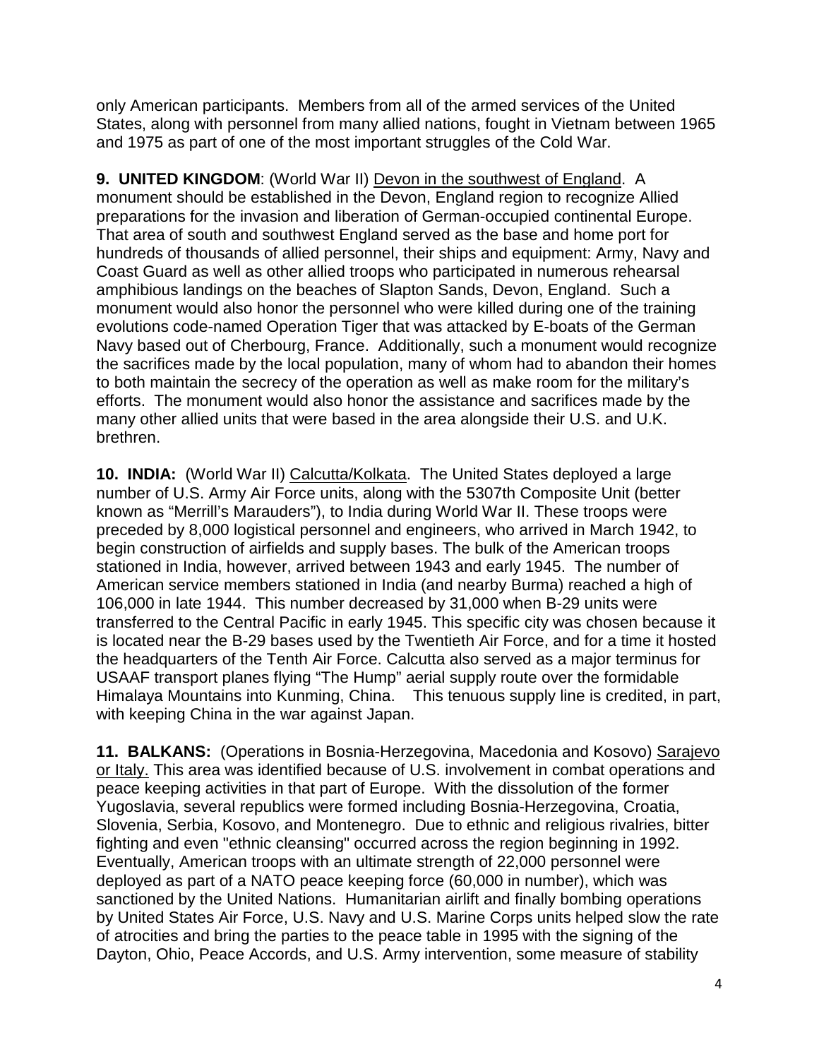only American participants. Members from all of the armed services of the United States, along with personnel from many allied nations, fought in Vietnam between 1965 and 1975 as part of one of the most important struggles of the Cold War.

**9. UNITED KINGDOM**: (World War II) Devon in the southwest of England. A monument should be established in the Devon, England region to recognize Allied preparations for the invasion and liberation of German-occupied continental Europe. That area of south and southwest England served as the base and home port for hundreds of thousands of allied personnel, their ships and equipment: Army, Navy and Coast Guard as well as other allied troops who participated in numerous rehearsal amphibious landings on the beaches of Slapton Sands, Devon, England. Such a monument would also honor the personnel who were killed during one of the training evolutions code-named Operation Tiger that was attacked by E-boats of the German Navy based out of Cherbourg, France. Additionally, such a monument would recognize the sacrifices made by the local population, many of whom had to abandon their homes to both maintain the secrecy of the operation as well as make room for the military's efforts. The monument would also honor the assistance and sacrifices made by the many other allied units that were based in the area alongside their U.S. and U.K. brethren.

**10. INDIA:** (World War II) Calcutta/Kolkata. The United States deployed a large number of U.S. Army Air Force units, along with the 5307th Composite Unit (better known as "Merrill's Marauders"), to India during World War II. These troops were preceded by 8,000 logistical personnel and engineers, who arrived in March 1942, to begin construction of airfields and supply bases. The bulk of the American troops stationed in India, however, arrived between 1943 and early 1945. The number of American service members stationed in India (and nearby Burma) reached a high of 106,000 in late 1944. This number decreased by 31,000 when B-29 units were transferred to the Central Pacific in early 1945. This specific city was chosen because it is located near the B-29 bases used by the Twentieth Air Force, and for a time it hosted the headquarters of the Tenth Air Force. Calcutta also served as a major terminus for USAAF transport planes flying "The Hump" aerial supply route over the formidable Himalaya Mountains into Kunming, China. This tenuous supply line is credited, in part, with keeping China in the war against Japan.

**11. BALKANS:** (Operations in Bosnia-Herzegovina, Macedonia and Kosovo) Sarajevo or Italy. This area was identified because of U.S. involvement in combat operations and peace keeping activities in that part of Europe. With the dissolution of the former Yugoslavia, several republics were formed including Bosnia-Herzegovina, Croatia, Slovenia, Serbia, Kosovo, and Montenegro. Due to ethnic and religious rivalries, bitter fighting and even "ethnic cleansing" occurred across the region beginning in 1992. Eventually, American troops with an ultimate strength of 22,000 personnel were deployed as part of a NATO peace keeping force (60,000 in number), which was sanctioned by the United Nations. Humanitarian airlift and finally bombing operations by United States Air Force, U.S. Navy and U.S. Marine Corps units helped slow the rate of atrocities and bring the parties to the peace table in 1995 with the signing of the Dayton, Ohio, Peace Accords, and U.S. Army intervention, some measure of stability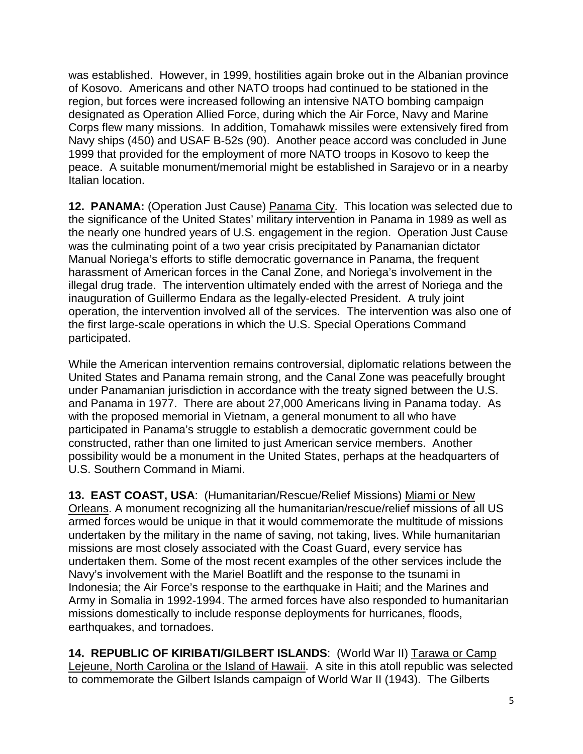was established. However, in 1999, hostilities again broke out in the Albanian province of Kosovo. Americans and other NATO troops had continued to be stationed in the region, but forces were increased following an intensive NATO bombing campaign designated as Operation Allied Force, during which the Air Force, Navy and Marine Corps flew many missions. In addition, Tomahawk missiles were extensively fired from Navy ships (450) and USAF B-52s (90). Another peace accord was concluded in June 1999 that provided for the employment of more NATO troops in Kosovo to keep the peace. A suitable monument/memorial might be established in Sarajevo or in a nearby Italian location.

**12. PANAMA:** (Operation Just Cause) Panama City. This location was selected due to the significance of the United States' military intervention in Panama in 1989 as well as the nearly one hundred years of U.S. engagement in the region. Operation Just Cause was the culminating point of a two year crisis precipitated by Panamanian dictator Manual Noriega's efforts to stifle democratic governance in Panama, the frequent harassment of American forces in the Canal Zone, and Noriega's involvement in the illegal drug trade. The intervention ultimately ended with the arrest of Noriega and the inauguration of Guillermo Endara as the legally-elected President. A truly joint operation, the intervention involved all of the services. The intervention was also one of the first large-scale operations in which the U.S. Special Operations Command participated.

While the American intervention remains controversial, diplomatic relations between the United States and Panama remain strong, and the Canal Zone was peacefully brought under Panamanian jurisdiction in accordance with the treaty signed between the U.S. and Panama in 1977. There are about 27,000 Americans living in Panama today. As with the proposed memorial in Vietnam, a general monument to all who have participated in Panama's struggle to establish a democratic government could be constructed, rather than one limited to just American service members. Another possibility would be a monument in the United States, perhaps at the headquarters of U.S. Southern Command in Miami.

**13. EAST COAST, USA**: (Humanitarian/Rescue/Relief Missions) Miami or New Orleans. A monument recognizing all the humanitarian/rescue/relief missions of all US armed forces would be unique in that it would commemorate the multitude of missions undertaken by the military in the name of saving, not taking, lives. While humanitarian missions are most closely associated with the Coast Guard, every service has undertaken them. Some of the most recent examples of the other services include the Navy's involvement with the Mariel Boatlift and the response to the tsunami in Indonesia; the Air Force's response to the earthquake in Haiti; and the Marines and Army in Somalia in 1992-1994. The armed forces have also responded to humanitarian missions domestically to include response deployments for hurricanes, floods, earthquakes, and tornadoes.

**14. REPUBLIC OF KIRIBATI/GILBERT ISLANDS**: (World War II) Tarawa or Camp Lejeune, North Carolina or the Island of Hawaii. A site in this atoll republic was selected to commemorate the Gilbert Islands campaign of World War II (1943). The Gilberts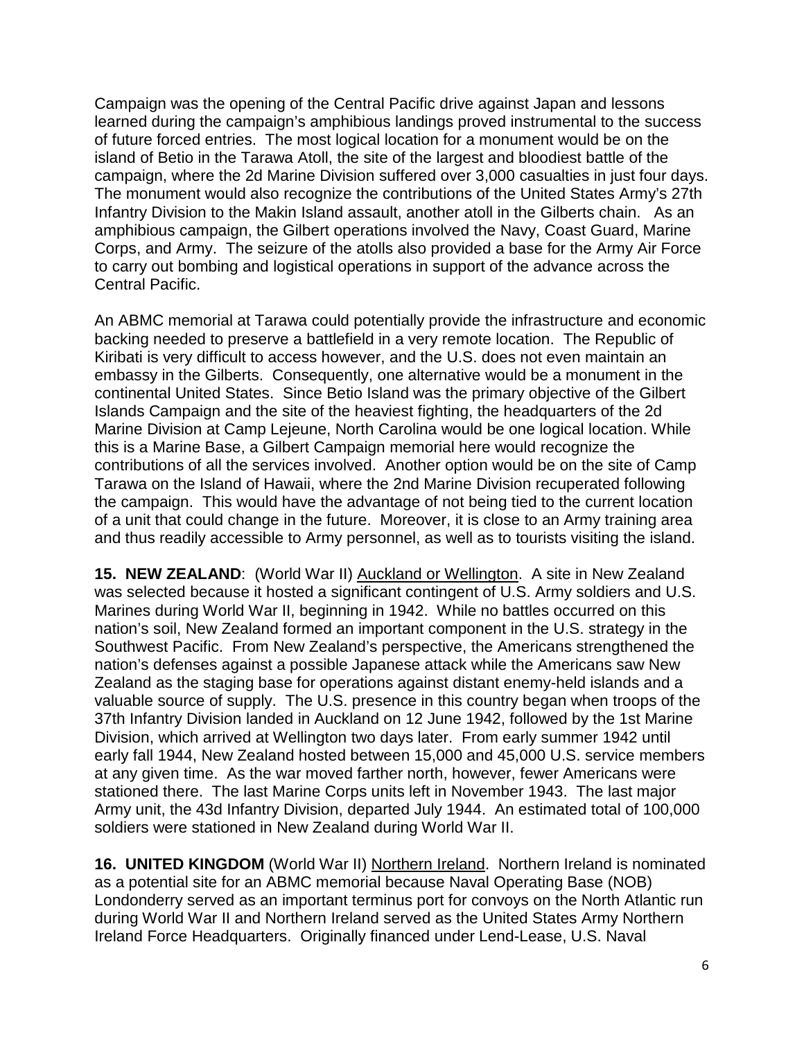Campaign was the opening of the Central Pacific drive against Japan and lessons learned during the campaign's amphibious landings proved instrumental to the success of future forced entries. The most logical location for a monument would be on the island of Betio in the Tarawa Atoll, the site of the largest and bloodiest battle of the campaign, where the 2d Marine Division suffered over 3,000 casualties in just four days. The monument would also recognize the contributions of the United States Army's 27th Infantry Division to the Makin Island assault, another atoll in the Gilberts chain. As an amphibious campaign, the Gilbert operations involved the Navy, Coast Guard, Marine Corps, and Army. The seizure of the atolls also provided a base for the Army Air Force to carry out bombing and logistical operations in support of the advance across the Central Pacific.

An ABMC memorial at Tarawa could potentially provide the infrastructure and economic backing needed to preserve a battlefield in a very remote location. The Republic of Kiribati is very difficult to access however, and the U.S. does not even maintain an embassy in the Gilberts. Consequently, one alternative would be a monument in the continental United States. Since Betio Island was the primary objective of the Gilbert Islands Campaign and the site of the heaviest fighting, the headquarters of the 2d Marine Division at Camp Lejeune, North Carolina would be one logical location. While this is a Marine Base, a Gilbert Campaign memorial here would recognize the contributions of all the services involved. Another option would be on the site of Camp Tarawa on the Island of Hawaii, where the 2nd Marine Division recuperated following the campaign. This would have the advantage of not being tied to the current location of a unit that could change in the future. Moreover, it is close to an Army training area and thus readily accessible to Army personnel, as well as to tourists visiting the island.

**15. NEW ZEALAND**: (World War II) Auckland or Wellington. A site in New Zealand was selected because it hosted a significant contingent of U.S. Army soldiers and U.S. Marines during World War II, beginning in 1942. While no battles occurred on this nation's soil, New Zealand formed an important component in the U.S. strategy in the Southwest Pacific. From New Zealand's perspective, the Americans strengthened the nation's defenses against a possible Japanese attack while the Americans saw New Zealand as the staging base for operations against distant enemy-held islands and a valuable source of supply. The U.S. presence in this country began when troops of the 37th Infantry Division landed in Auckland on 12 June 1942, followed by the 1st Marine Division, which arrived at Wellington two days later. From early summer 1942 until early fall 1944, New Zealand hosted between 15,000 and 45,000 U.S. service members at any given time. As the war moved farther north, however, fewer Americans were stationed there. The last Marine Corps units left in November 1943. The last major Army unit, the 43d Infantry Division, departed July 1944. An estimated total of 100,000 soldiers were stationed in New Zealand during World War II.

**16. UNITED KINGDOM** (World War II) Northern Ireland. Northern Ireland is nominated as a potential site for an ABMC memorial because Naval Operating Base (NOB) Londonderry served as an important terminus port for convoys on the North Atlantic run during World War II and Northern Ireland served as the United States Army Northern Ireland Force Headquarters. Originally financed under Lend-Lease, U.S. Naval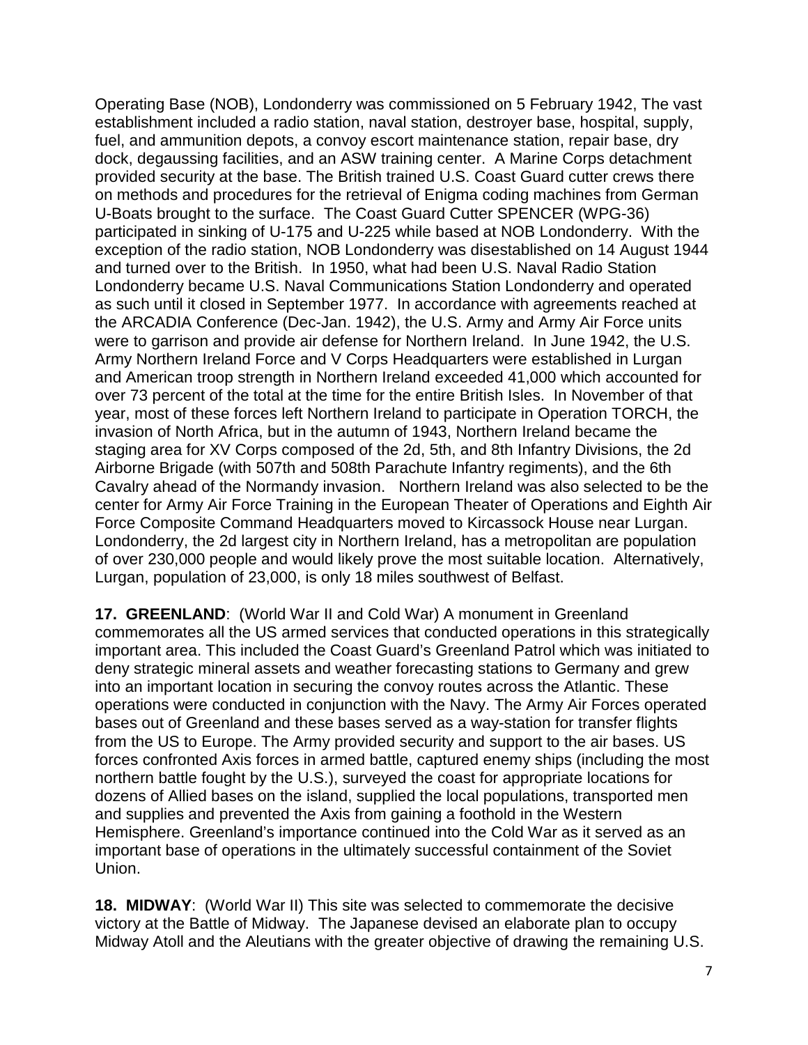Operating Base (NOB), Londonderry was commissioned on 5 February 1942, The vast establishment included a radio station, naval station, destroyer base, hospital, supply, fuel, and ammunition depots, a convoy escort maintenance station, repair base, dry dock, degaussing facilities, and an ASW training center. A Marine Corps detachment provided security at the base. The British trained U.S. Coast Guard cutter crews there on methods and procedures for the retrieval of Enigma coding machines from German U-Boats brought to the surface. The Coast Guard Cutter SPENCER (WPG-36) participated in sinking of U-175 and U-225 while based at NOB Londonderry. With the exception of the radio station, NOB Londonderry was disestablished on 14 August 1944 and turned over to the British. In 1950, what had been U.S. Naval Radio Station Londonderry became U.S. Naval Communications Station Londonderry and operated as such until it closed in September 1977. In accordance with agreements reached at the ARCADIA Conference (Dec-Jan. 1942), the U.S. Army and Army Air Force units were to garrison and provide air defense for Northern Ireland. In June 1942, the U.S. Army Northern Ireland Force and V Corps Headquarters were established in Lurgan and American troop strength in Northern Ireland exceeded 41,000 which accounted for over 73 percent of the total at the time for the entire British Isles. In November of that year, most of these forces left Northern Ireland to participate in Operation TORCH, the invasion of North Africa, but in the autumn of 1943, Northern Ireland became the staging area for XV Corps composed of the 2d, 5th, and 8th Infantry Divisions, the 2d Airborne Brigade (with 507th and 508th Parachute Infantry regiments), and the 6th Cavalry ahead of the Normandy invasion. Northern Ireland was also selected to be the center for Army Air Force Training in the European Theater of Operations and Eighth Air Force Composite Command Headquarters moved to Kircassock House near Lurgan. Londonderry, the 2d largest city in Northern Ireland, has a metropolitan are population of over 230,000 people and would likely prove the most suitable location. Alternatively, Lurgan, population of 23,000, is only 18 miles southwest of Belfast.

**17. GREENLAND**: (World War II and Cold War) A monument in Greenland commemorates all the US armed services that conducted operations in this strategically important area. This included the Coast Guard's Greenland Patrol which was initiated to deny strategic mineral assets and weather forecasting stations to Germany and grew into an important location in securing the convoy routes across the Atlantic. These operations were conducted in conjunction with the Navy. The Army Air Forces operated bases out of Greenland and these bases served as a way-station for transfer flights from the US to Europe. The Army provided security and support to the air bases. US forces confronted Axis forces in armed battle, captured enemy ships (including the most northern battle fought by the U.S.), surveyed the coast for appropriate locations for dozens of Allied bases on the island, supplied the local populations, transported men and supplies and prevented the Axis from gaining a foothold in the Western Hemisphere. Greenland's importance continued into the Cold War as it served as an important base of operations in the ultimately successful containment of the Soviet Union.

**18. MIDWAY**: (World War II) This site was selected to commemorate the decisive victory at the Battle of Midway. The Japanese devised an elaborate plan to occupy Midway Atoll and the Aleutians with the greater objective of drawing the remaining U.S.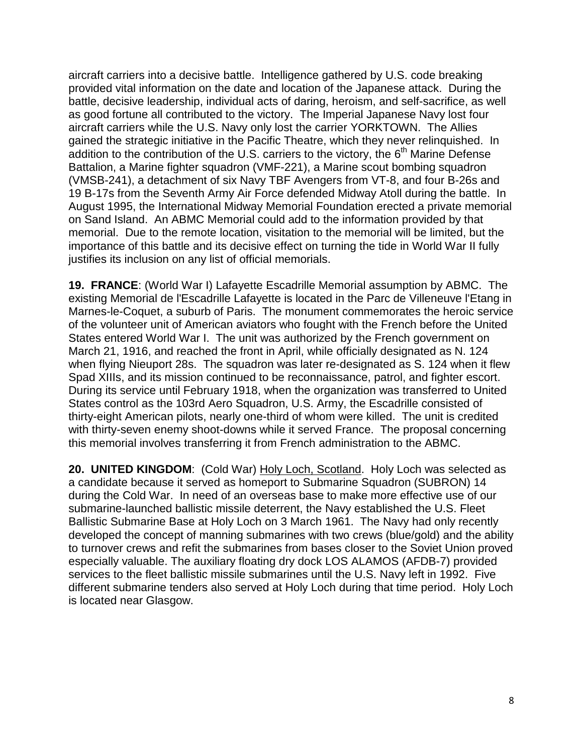aircraft carriers into a decisive battle. Intelligence gathered by U.S. code breaking provided vital information on the date and location of the Japanese attack. During the battle, decisive leadership, individual acts of daring, heroism, and self-sacrifice, as well as good fortune all contributed to the victory. The Imperial Japanese Navy lost four aircraft carriers while the U.S. Navy only lost the carrier YORKTOWN. The Allies gained the strategic initiative in the Pacific Theatre, which they never relinquished. In addition to the contribution of the U.S. carriers to the victory, the 6th Marine Defense Battalion, a Marine fighter squadron (VMF-221), a Marine scout bombing squadron (VMSB-241), a detachment of six Navy TBF Avengers from VT-8, and four B-26s and 19 B-17s from the Seventh Army Air Force defended Midway Atoll during the battle. In August 1995, the International Midway Memorial Foundation erected a private memorial on Sand Island. An ABMC Memorial could add to the information provided by that memorial. Due to the remote location, visitation to the memorial will be limited, but the importance of this battle and its decisive effect on turning the tide in World War II fully justifies its inclusion on any list of official memorials.

**19. FRANCE**: (World War I) Lafayette Escadrille Memorial assumption by ABMC. The existing Memorial de l'Escadrille Lafayette is located in the Parc de Villeneuve l'Etang in Marnes-le-Coquet, a suburb of Paris. The monument commemorates the heroic service of the volunteer unit of American aviators who fought with the French before the United States entered World War I. The unit was authorized by the French government on March 21, 1916, and reached the front in April, while officially designated as N. 124 when flying Nieuport 28s. The squadron was later re-designated as S. 124 when it flew Spad XIIIs, and its mission continued to be reconnaissance, patrol, and fighter escort. During its service until February 1918, when the organization was transferred to United States control as the 103rd Aero Squadron, U.S. Army, the Escadrille consisted of thirty-eight American pilots, nearly one-third of whom were killed. The unit is credited with thirty-seven enemy shoot-downs while it served France. The proposal concerning this memorial involves transferring it from French administration to the ABMC.

**20. UNITED KINGDOM**: (Cold War) Holy Loch, Scotland. Holy Loch was selected as a candidate because it served as homeport to Submarine Squadron (SUBRON) 14 during the Cold War. In need of an overseas base to make more effective use of our submarine-launched ballistic missile deterrent, the Navy established the U.S. Fleet Ballistic Submarine Base at Holy Loch on 3 March 1961. The Navy had only recently developed the concept of manning submarines with two crews (blue/gold) and the ability to turnover crews and refit the submarines from bases closer to the Soviet Union proved especially valuable. The auxiliary floating dry dock LOS ALAMOS (AFDB-7) provided services to the fleet ballistic missile submarines until the U.S. Navy left in 1992. Five different submarine tenders also served at Holy Loch during that time period. Holy Loch is located near Glasgow.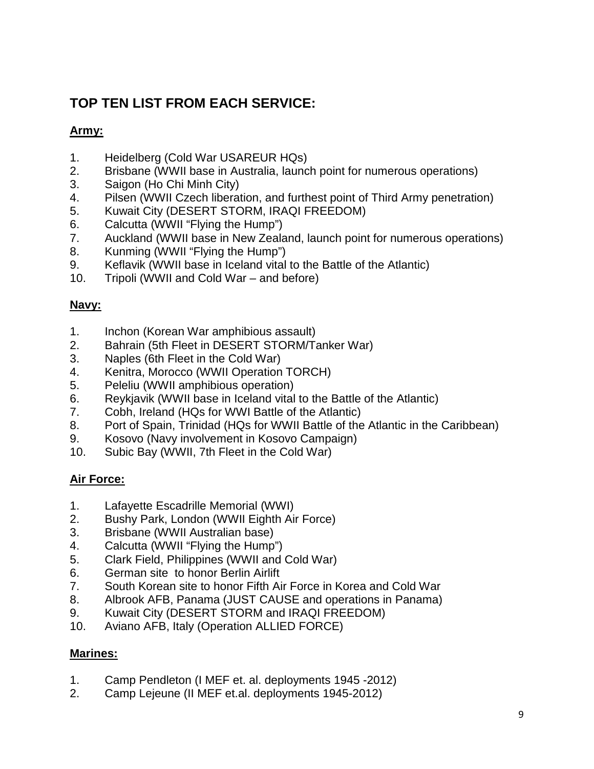## TOP TEN LIST FROM EACH SERVICE:

**Army:**

1. Heidelberg (Cold War USAREUR HQs)
2. Brisbane (WWII base in Australia, launch point for numerous operations)
3. Saigon (Ho Chi Minh City)
4. Pilsen (WWII Czech liberation, and furthest point of Third Army penetration)
5. Kuwait City (DESERT STORM, IRAQI FREEDOM)
6. Calcutta (WWII “Flying the Hump”)
7. Auckland (WWII base in New Zealand, launch point for numerous operations)
8. Kunming (WWII “Flying the Hump”)
9. Keflavik (WWII base in Iceland vital to the Battle of the Atlantic)
10. Tripoli (WWII and Cold War – and before)

**Navy:**

1. Inchon (Korean War amphibious assault)
2. Bahrain (5th Fleet in DESERT STORM/Tanker War)
3. Naples (6th Fleet in the Cold War)
4. Kenitra, Morocco (WWII Operation TORCH)
5. Peleliu (WWII amphibious operation)
6. Reykjavik (WWII base in Iceland vital to the Battle of the Atlantic)
7. Cobh, Ireland (HQs for WWI Battle of the Atlantic)
8. Port of Spain, Trinidad (HQs for WWII Battle of the Atlantic in the Caribbean)
9. Kosovo (Navy involvement in Kosovo Campaign)
10. Subic Bay (WWII, 7th Fleet in the Cold War)

**Air Force:**

1. Lafayette Escadrille Memorial (WWI)
2. Bushy Park, London (WWII Eighth Air Force)
3. Brisbane (WWII Australian base)
4. Calcutta (WWII “Flying the Hump”)
5. Clark Field, Philippines (WWII and Cold War)
6. German site to honor Berlin Airlift
7. South Korean site to honor Fifth Air Force in Korea and Cold War
8. Albrook AFB, Panama (JUST CAUSE and operations in Panama)
9. Kuwait City (DESERT STORM and IRAQI FREEDOM)
10. Aviano AFB, Italy (Operation ALLIED FORCE)

**Marines:**

1. Camp Pendleton (I MEF et. al. deployments 1945 -2012)
2. Camp Lejeune (II MEF et.al. deployments 1945-2012)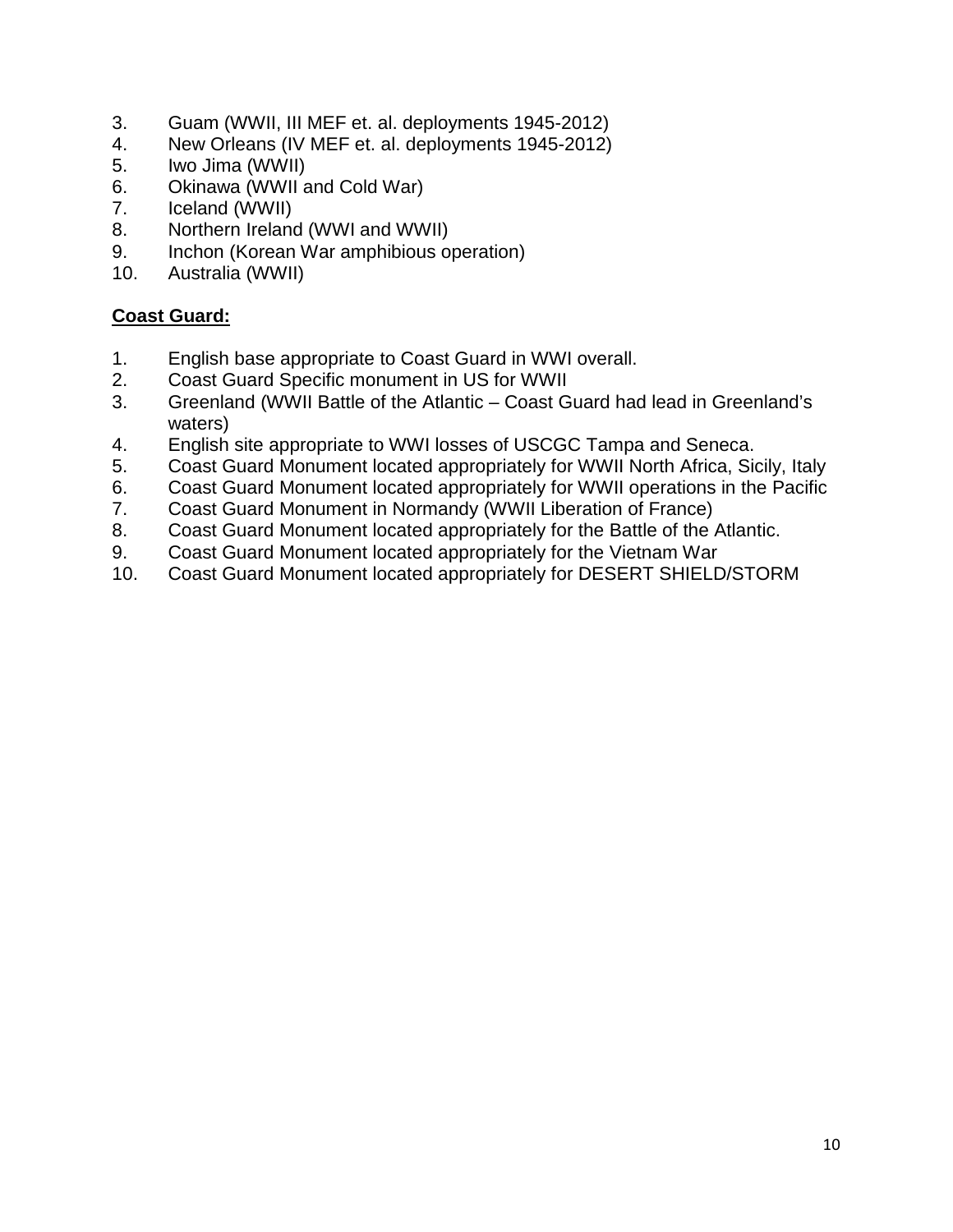3. Guam (WWII, III MEF et. al. deployments 1945-2012)
4. New Orleans (IV MEF et. al. deployments 1945-2012)
5. Iwo Jima (WWII)
6. Okinawa (WWII and Cold War)
7. Iceland (WWII)
8. Northern Ireland (WWI and WWII)
9. Inchon (Korean War amphibious operation)
10. Australia (WWII)

**Coast Guard:**

1. English base appropriate to Coast Guard in WWI overall.
2. Coast Guard Specific monument in US for WWII
3. Greenland (WWII Battle of the Atlantic – Coast Guard had lead in Greenland's waters)
4. English site appropriate to WWI losses of USCGC Tampa and Seneca.
5. Coast Guard Monument located appropriately for WWII North Africa, Sicily, Italy
6. Coast Guard Monument located appropriately for WWII operations in the Pacific
7. Coast Guard Monument in Normandy (WWII Liberation of France)
8. Coast Guard Monument located appropriately for the Battle of the Atlantic.
9. Coast Guard Monument located appropriately for the Vietnam War
10. Coast Guard Monument located appropriately for DESERT SHIELD/STORM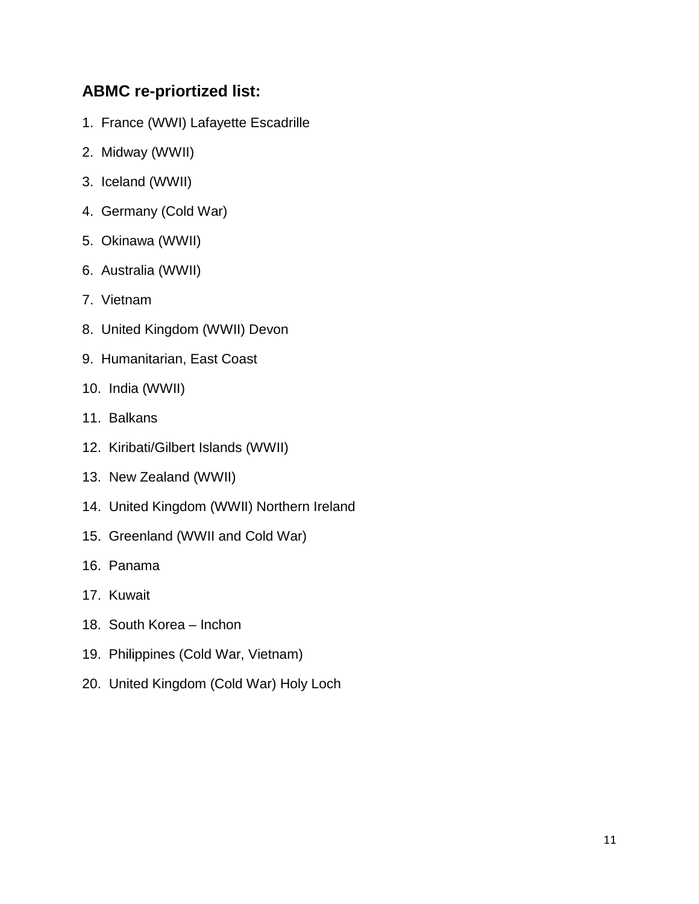### ABMC re-priortized list:

1. France (WWI) Lafayette Escadrille
2. Midway (WWII)
3. Iceland (WWII)
4. Germany (Cold War)
5. Okinawa (WWII)
6. Australia (WWII)
7. Vietnam
8. United Kingdom (WWII) Devon
9. Humanitarian, East Coast
10. India (WWII)
11. Balkans
12. Kiribati/Gilbert Islands (WWII)
13. New Zealand (WWII)
14. United Kingdom (WWII) Northern Ireland
15. Greenland (WWII and Cold War)
16. Panama
17. Kuwait
18. South Korea – Inchon
19. Philippines (Cold War, Vietnam)
20. United Kingdom (Cold War) Holy Loch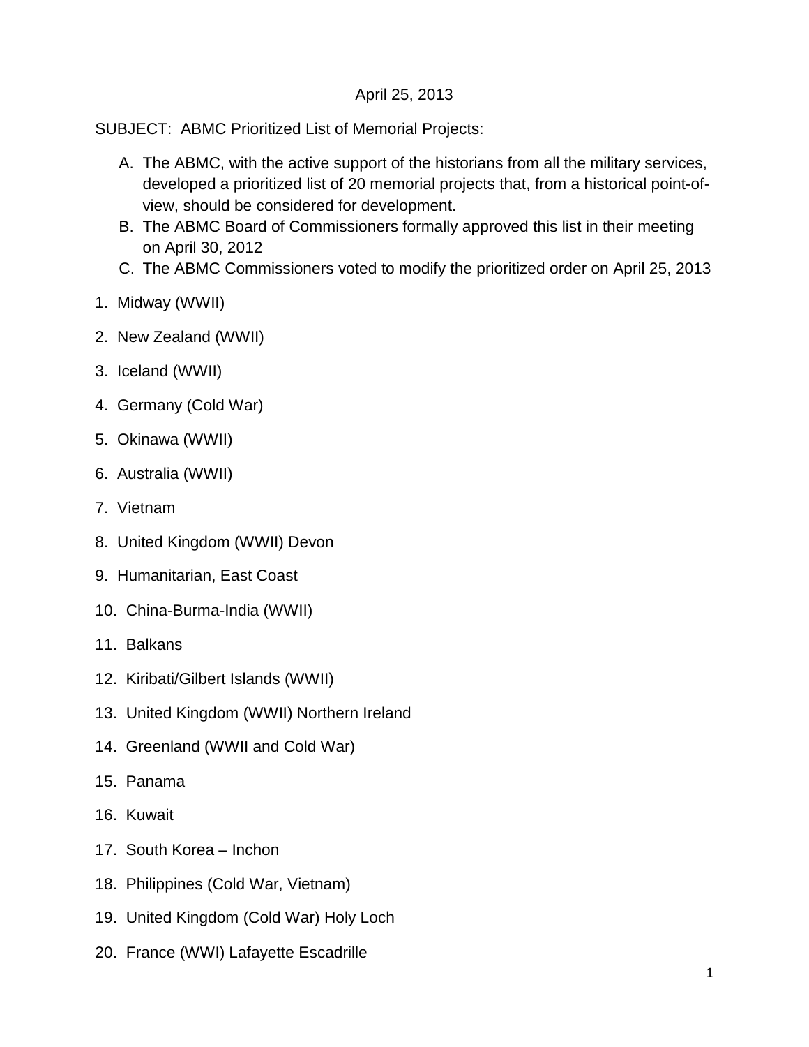April 25, 2013

SUBJECT: ABMC Prioritized List of Memorial Projects:

A. The ABMC, with the active support of the historians from all the military services, developed a prioritized list of 20 memorial projects that, from a historical point-of-view, should be considered for development.
B. The ABMC Board of Commissioners formally approved this list in their meeting on April 30, 2012
C. The ABMC Commissioners voted to modify the prioritized order on April 25, 2013

1. Midway (WWII)
2. New Zealand (WWII)
3. Iceland (WWII)
4. Germany (Cold War)
5. Okinawa (WWII)
6. Australia (WWII)
7. Vietnam
8. United Kingdom (WWII) Devon
9. Humanitarian, East Coast
10. China-Burma-India (WWII)
11. Balkans
12. Kiribati/Gilbert Islands (WWII)
13. United Kingdom (WWII) Northern Ireland
14. Greenland (WWII and Cold War)
15. Panama
16. Kuwait
17. South Korea – Inchon
18. Philippines (Cold War, Vietnam)
19. United Kingdom (Cold War) Holy Loch
20. France (WWI) Lafayette Escadrille